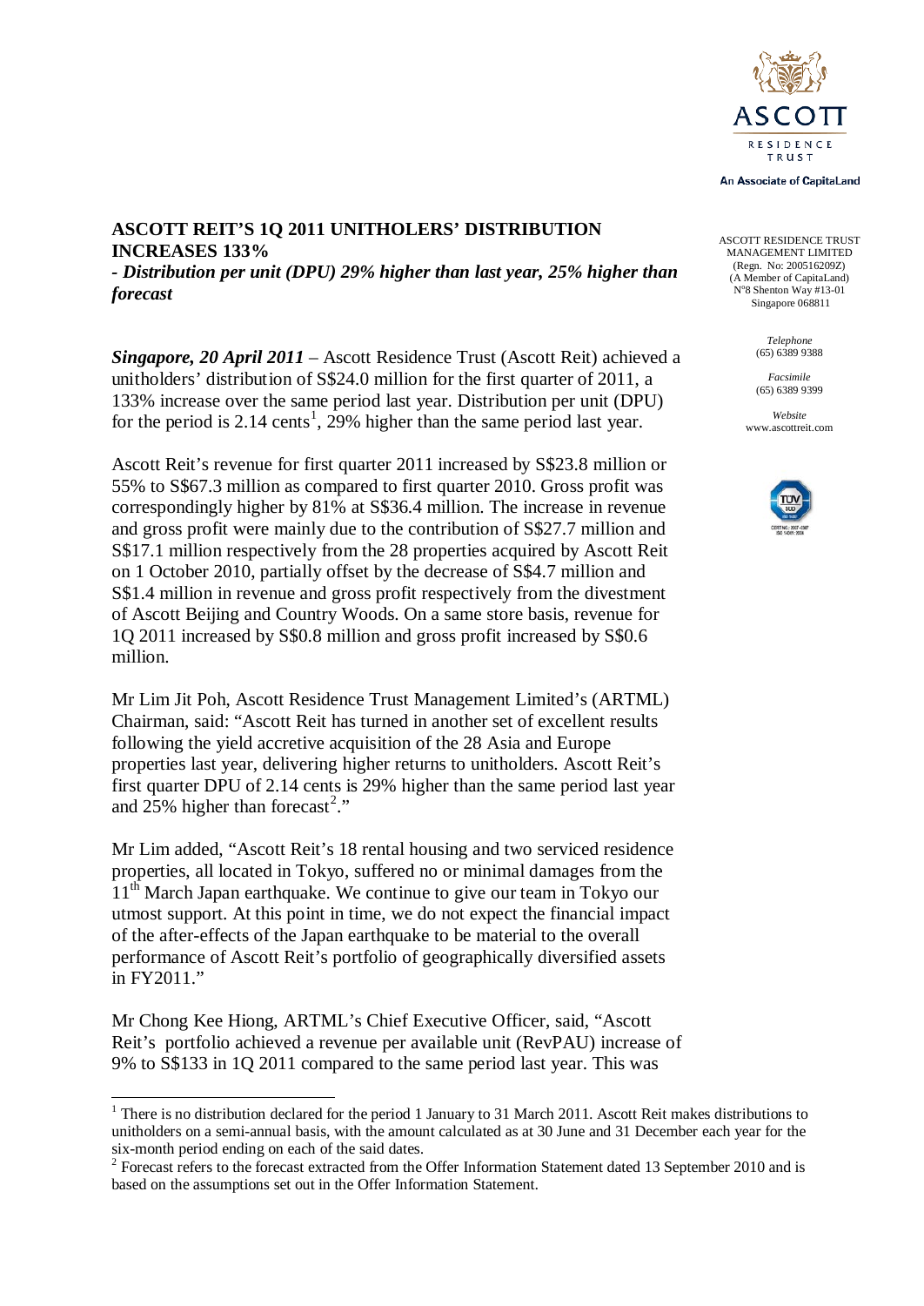ASCOTT RESIDENCE TRUST
An Associate of CapitaLand

ASCOTT RESIDENCE TRUST MANAGEMENT LIMITED
(Regn. No: 200516209Z)
(A Member of CapitaLand)
N°8 Shenton Way #13-01
Singapore 068811

*Telephone*
(65) 6389 9388

*Facsimile*
(65) 6389 9399

*Website*
www.ascottreit.com

# ASCOTT REIT'S 1Q 2011 UNITHOLERS' DISTRIBUTION INCREASES 133%

***- Distribution per unit (DPU) 29% higher than last year, 25% higher than forecast***

***Singapore, 20 April 2011*** – Ascott Residence Trust (Ascott Reit) achieved a unitholders' distribution of S$24.0 million for the first quarter of 2011, a 133% increase over the same period last year. Distribution per unit (DPU) for the period is 2.14 cents[1], 29% higher than the same period last year.

Ascott Reit's revenue for first quarter 2011 increased by S$23.8 million or 55% to S$67.3 million as compared to first quarter 2010. Gross profit was correspondingly higher by 81% at S$36.4 million. The increase in revenue and gross profit were mainly due to the contribution of S$27.7 million and S$17.1 million respectively from the 28 properties acquired by Ascott Reit on 1 October 2010, partially offset by the decrease of S$4.7 million and S$1.4 million in revenue and gross profit respectively from the divestment of Ascott Beijing and Country Woods. On a same store basis, revenue for 1Q 2011 increased by S$0.8 million and gross profit increased by S$0.6 million.

Mr Lim Jit Poh, Ascott Residence Trust Management Limited's (ARTML) Chairman, said: "Ascott Reit has turned in another set of excellent results following the yield accretive acquisition of the 28 Asia and Europe properties last year, delivering higher returns to unitholders. Ascott Reit's first quarter DPU of 2.14 cents is 29% higher than the same period last year and 25% higher than forecast[2]."

Mr Lim added, "Ascott Reit's 18 rental housing and two serviced residence properties, all located in Tokyo, suffered no or minimal damages from the 11th March Japan earthquake. We continue to give our team in Tokyo our utmost support. At this point in time, we do not expect the financial impact of the after-effects of the Japan earthquake to be material to the overall performance of Ascott Reit's portfolio of geographically diversified assets in FY2011."

Mr Chong Kee Hiong, ARTML's Chief Executive Officer, said, "Ascott Reit's portfolio achieved a revenue per available unit (RevPAU) increase of 9% to S$133 in 1Q 2011 compared to the same period last year. This was

---

[1] There is no distribution declared for the period 1 January to 31 March 2011. Ascott Reit makes distributions to unitholders on a semi-annual basis, with the amount calculated as at 30 June and 31 December each year for the six-month period ending on each of the said dates.

[2] Forecast refers to the forecast extracted from the Offer Information Statement dated 13 September 2010 and is based on the assumptions set out in the Offer Information Statement.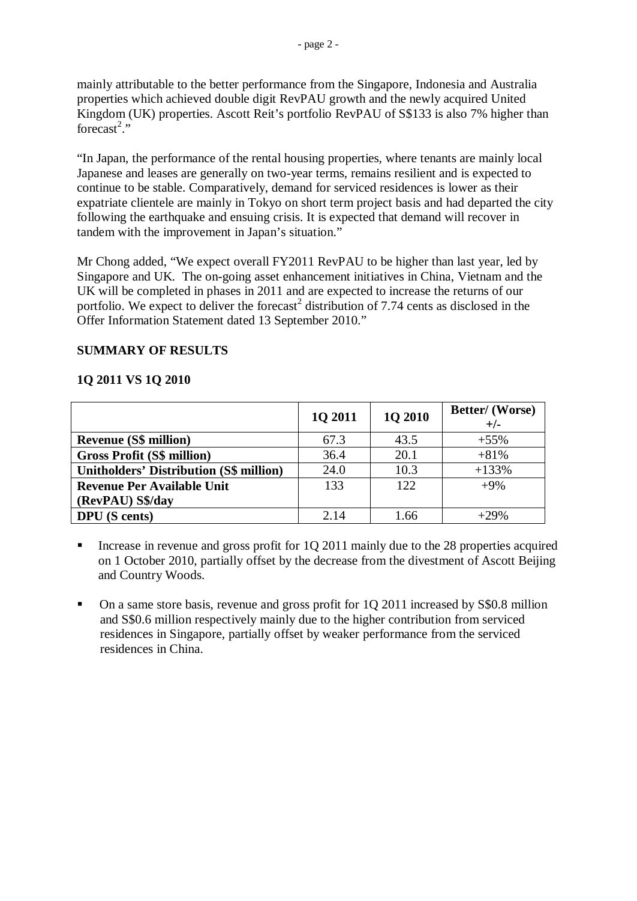mainly attributable to the better performance from the Singapore, Indonesia and Australia properties which achieved double digit RevPAU growth and the newly acquired United Kingdom (UK) properties. Ascott Reit's portfolio RevPAU of S$133 is also 7% higher than forecast[2]."

"In Japan, the performance of the rental housing properties, where tenants are mainly local Japanese and leases are generally on two-year terms, remains resilient and is expected to continue to be stable. Comparatively, demand for serviced residences is lower as their expatriate clientele are mainly in Tokyo on short term project basis and had departed the city following the earthquake and ensuing crisis. It is expected that demand will recover in tandem with the improvement in Japan's situation."

Mr Chong added, "We expect overall FY2011 RevPAU to be higher than last year, led by Singapore and UK. The on-going asset enhancement initiatives in China, Vietnam and the UK will be completed in phases in 2011 and are expected to increase the returns of our portfolio. We expect to deliver the forecast[2] distribution of 7.74 cents as disclosed in the Offer Information Statement dated 13 September 2010."

**SUMMARY OF RESULTS**

**1Q 2011 VS 1Q 2010**

| | 1Q 2011 | 1Q 2010 | Better/ (Worse) +/- |
|---|---|---|---|
| **Revenue (S$ million)** | 67.3 | 43.5 | +55% |
| **Gross Profit (S$ million)** | 36.4 | 20.1 | +81% |
| **Unitholders' Distribution (S$ million)** | 24.0 | 10.3 | +133% |
| **Revenue Per Available Unit (RevPAU) S$/day** | 133 | 122 | +9% |
| **DPU (S cents)** | 2.14 | 1.66 | +29% |

- Increase in revenue and gross profit for 1Q 2011 mainly due to the 28 properties acquired on 1 October 2010, partially offset by the decrease from the divestment of Ascott Beijing and Country Woods.
- On a same store basis, revenue and gross profit for 1Q 2011 increased by S$0.8 million and S$0.6 million respectively mainly due to the higher contribution from serviced residences in Singapore, partially offset by weaker performance from the serviced residences in China.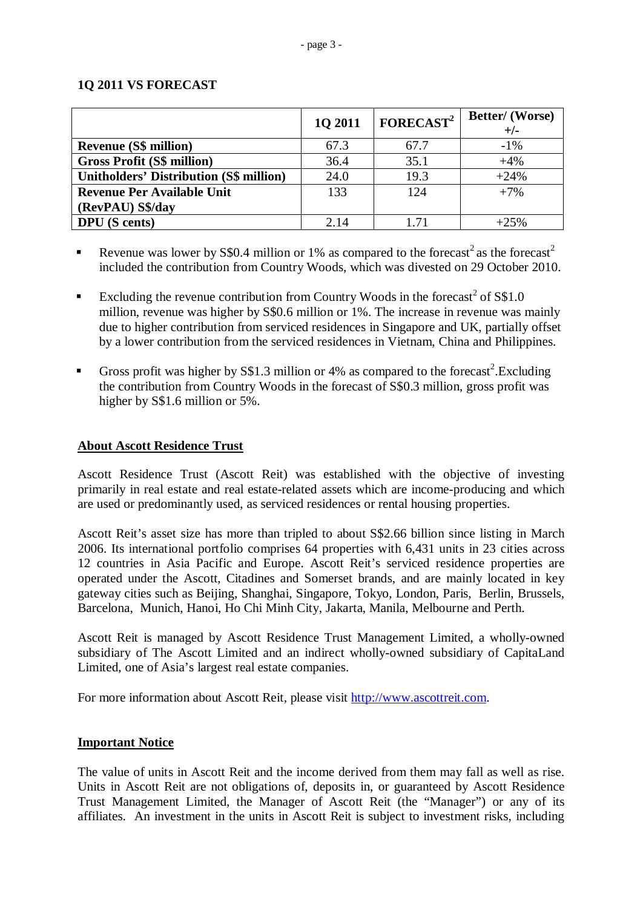**1Q 2011 VS FORECAST**

| | 1Q 2011 | FORECAST[2] | Better/ (Worse) +/- |
|---|---|---|---|
| **Revenue (S$ million)** | 67.3 | 67.7 | -1% |
| **Gross Profit (S$ million)** | 36.4 | 35.1 | +4% |
| **Unitholders' Distribution (S$ million)** | 24.0 | 19.3 | +24% |
| **Revenue Per Available Unit (RevPAU) S$/day** | 133 | 124 | +7% |
| **DPU (S cents)** | 2.14 | 1.71 | +25% |

- Revenue was lower by S$0.4 million or 1% as compared to the forecast[2] as the forecast[2] included the contribution from Country Woods, which was divested on 29 October 2010.
- Excluding the revenue contribution from Country Woods in the forecast[2] of S$1.0 million, revenue was higher by S$0.6 million or 1%. The increase in revenue was mainly due to higher contribution from serviced residences in Singapore and UK, partially offset by a lower contribution from the serviced residences in Vietnam, China and Philippines.
- Gross profit was higher by S$1.3 million or 4% as compared to the forecast[2].Excluding the contribution from Country Woods in the forecast of S$0.3 million, gross profit was higher by S$1.6 million or 5%.

## About Ascott Residence Trust

Ascott Residence Trust (Ascott Reit) was established with the objective of investing primarily in real estate and real estate-related assets which are income-producing and which are used or predominantly used, as serviced residences or rental housing properties.

Ascott Reit's asset size has more than tripled to about S$2.66 billion since listing in March 2006. Its international portfolio comprises 64 properties with 6,431 units in 23 cities across 12 countries in Asia Pacific and Europe. Ascott Reit's serviced residence properties are operated under the Ascott, Citadines and Somerset brands, and are mainly located in key gateway cities such as Beijing, Shanghai, Singapore, Tokyo, London, Paris, Berlin, Brussels, Barcelona, Munich, Hanoi, Ho Chi Minh City, Jakarta, Manila, Melbourne and Perth.

Ascott Reit is managed by Ascott Residence Trust Management Limited, a wholly-owned subsidiary of The Ascott Limited and an indirect wholly-owned subsidiary of CapitaLand Limited, one of Asia's largest real estate companies.

For more information about Ascott Reit, please visit http://www.ascottreit.com.

## Important Notice

The value of units in Ascott Reit and the income derived from them may fall as well as rise. Units in Ascott Reit are not obligations of, deposits in, or guaranteed by Ascott Residence Trust Management Limited, the Manager of Ascott Reit (the "Manager") or any of its affiliates. An investment in the units in Ascott Reit is subject to investment risks, including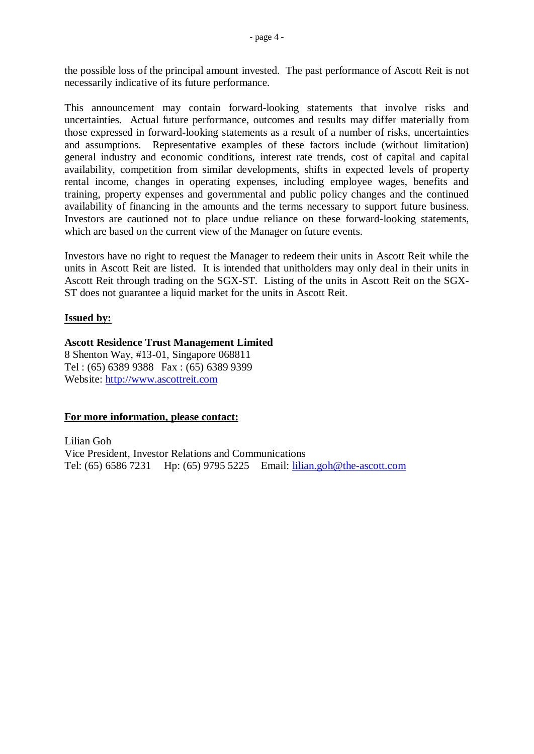the possible loss of the principal amount invested. The past performance of Ascott Reit is not necessarily indicative of its future performance.

This announcement may contain forward-looking statements that involve risks and uncertainties. Actual future performance, outcomes and results may differ materially from those expressed in forward-looking statements as a result of a number of risks, uncertainties and assumptions. Representative examples of these factors include (without limitation) general industry and economic conditions, interest rate trends, cost of capital and capital availability, competition from similar developments, shifts in expected levels of property rental income, changes in operating expenses, including employee wages, benefits and training, property expenses and governmental and public policy changes and the continued availability of financing in the amounts and the terms necessary to support future business. Investors are cautioned not to place undue reliance on these forward-looking statements, which are based on the current view of the Manager on future events.

Investors have no right to request the Manager to redeem their units in Ascott Reit while the units in Ascott Reit are listed. It is intended that unitholders may only deal in their units in Ascott Reit through trading on the SGX-ST. Listing of the units in Ascott Reit on the SGX-ST does not guarantee a liquid market for the units in Ascott Reit.

**Issued by:**

**Ascott Residence Trust Management Limited**
8 Shenton Way, #13-01, Singapore 068811
Tel : (65) 6389 9388 Fax : (65) 6389 9399
Website: http://www.ascottreit.com

**For more information, please contact:**

Lilian Goh
Vice President, Investor Relations and Communications
Tel: (65) 6586 7231 Hp: (65) 9795 5225 Email: lilian.goh@the-ascott.com